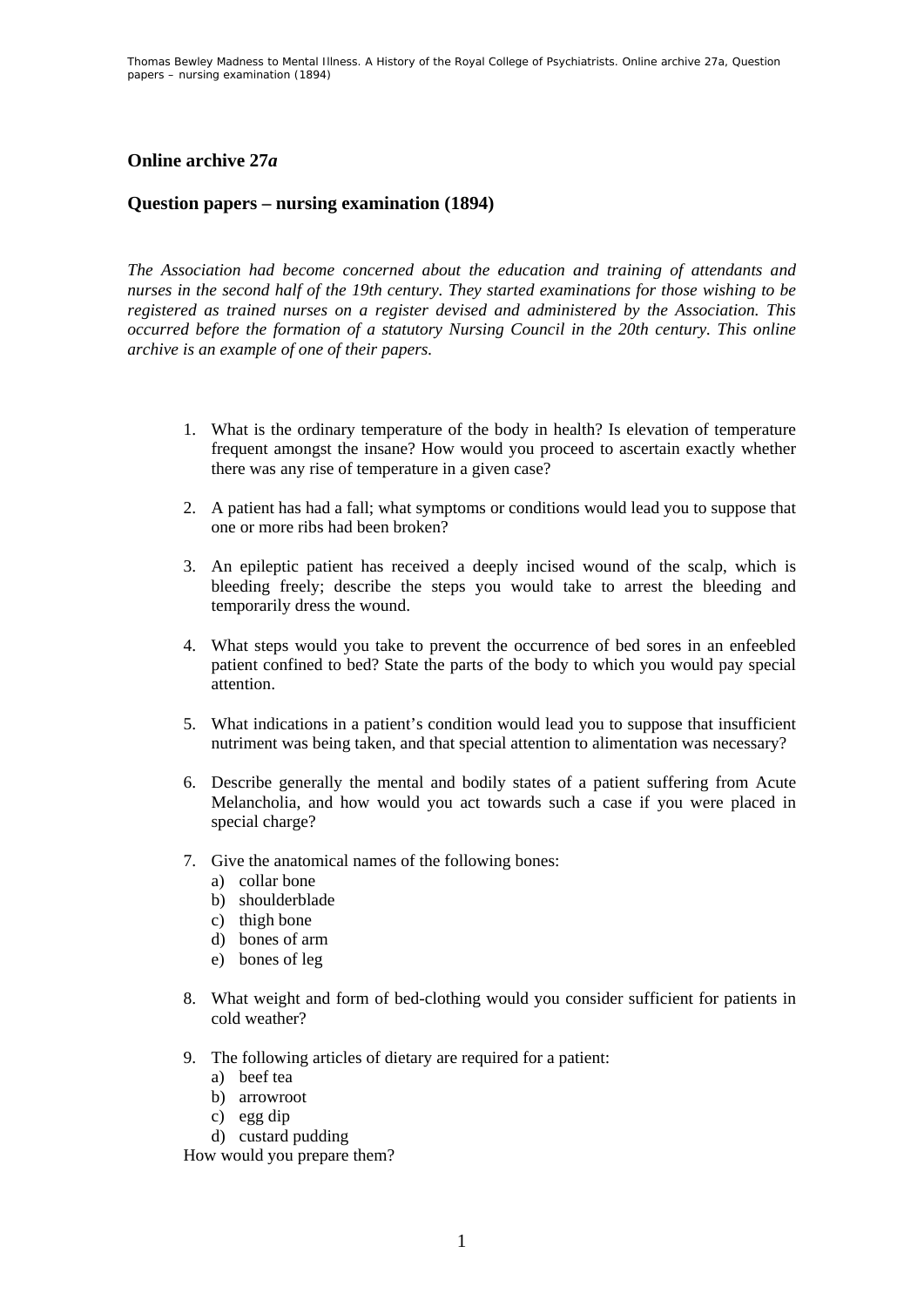## Online archive 27*a*

## Question papers – nursing examination (1894)

*The Association had become concerned about the education and training of attendants and nurses in the second half of the 19th century. They started examinations for those wishing to be registered as trained nurses on a register devised and administered by the Association. This occurred before the formation of a statutory Nursing Council in the 20th century. This online archive is an example of one of their papers.*

1. What is the ordinary temperature of the body in health? Is elevation of temperature frequent amongst the insane? How would you proceed to ascertain exactly whether there was any rise of temperature in a given case?

2. A patient has had a fall; what symptoms or conditions would lead you to suppose that one or more ribs had been broken?

3. An epileptic patient has received a deeply incised wound of the scalp, which is bleeding freely; describe the steps you would take to arrest the bleeding and temporarily dress the wound.

4. What steps would you take to prevent the occurrence of bed sores in an enfeebled patient confined to bed? State the parts of the body to which you would pay special attention.

5. What indications in a patient's condition would lead you to suppose that insufficient nutriment was being taken, and that special attention to alimentation was necessary?

6. Describe generally the mental and bodily states of a patient suffering from Acute Melancholia, and how would you act towards such a case if you were placed in special charge?

7. Give the anatomical names of the following bones:
   a) collar bone
   b) shoulderblade
   c) thigh bone
   d) bones of arm
   e) bones of leg

8. What weight and form of bed-clothing would you consider sufficient for patients in cold weather?

9. The following articles of dietary are required for a patient:
   a) beef tea
   b) arrowroot
   c) egg dip
   d) custard pudding

How would you prepare them?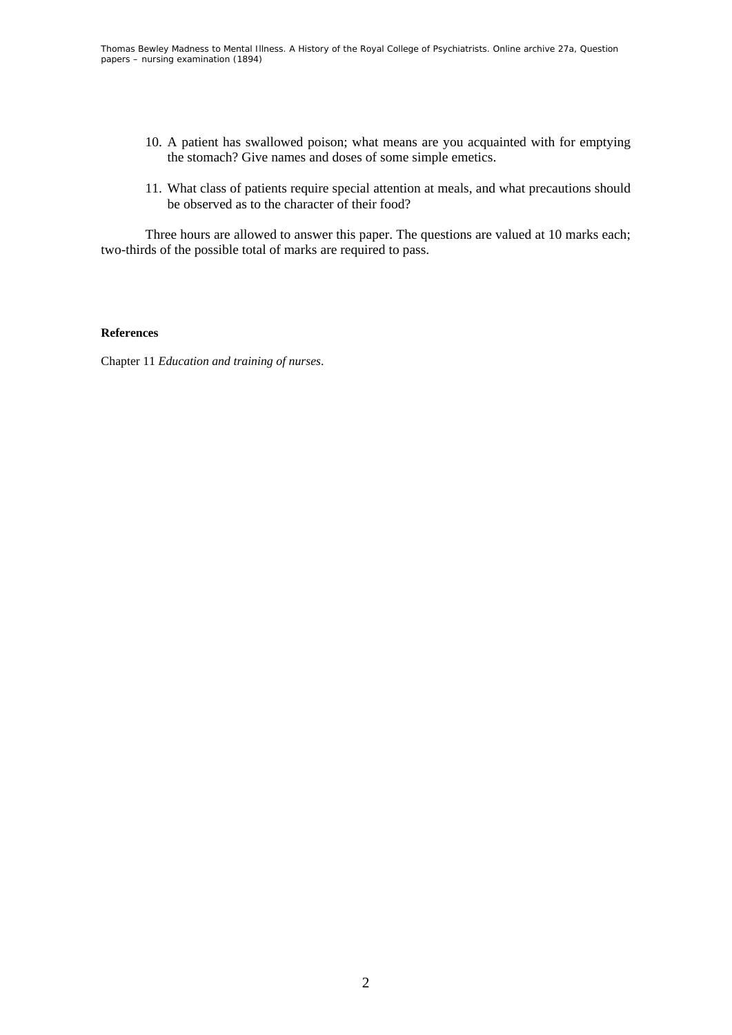10. A patient has swallowed poison; what means are you acquainted with for emptying the stomach? Give names and doses of some simple emetics.

11. What class of patients require special attention at meals, and what precautions should be observed as to the character of their food?

Three hours are allowed to answer this paper. The questions are valued at 10 marks each; two-thirds of the possible total of marks are required to pass.

**References**

Chapter 11 *Education and training of nurses*.